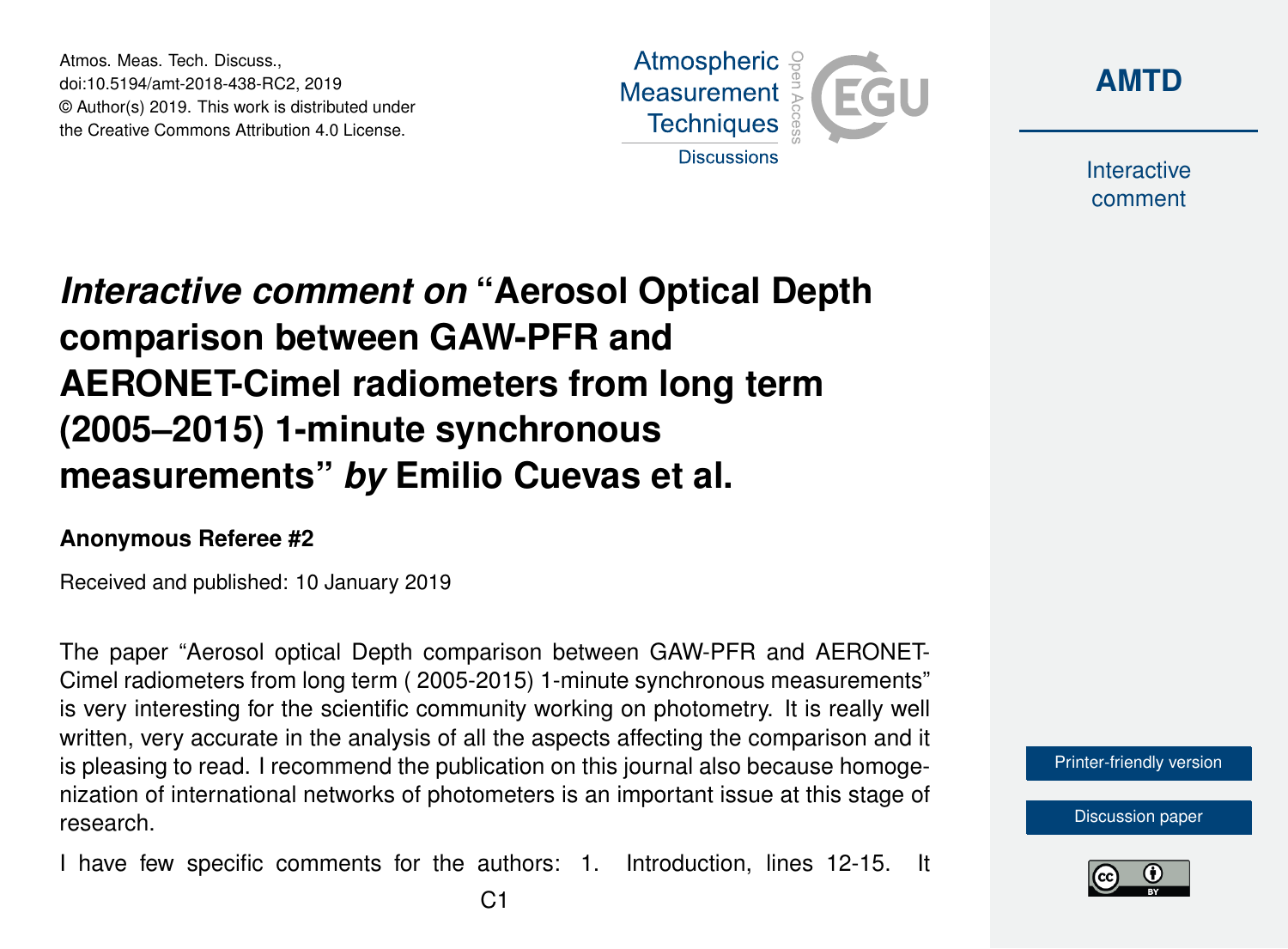Atmos. Meas. Tech. Discuss.,
doi:10.5194/amt-2018-438-RC2, 2019
© Author(s) 2019. This work is distributed under
the Creative Commons Attribution 4.0 License.

# *Interactive comment on* "Aerosol Optical Depth comparison between GAW-PFR and AERONET-Cimel radiometers from long term (2005–2015) 1-minute synchronous measurements" *by* Emilio Cuevas et al.

**Anonymous Referee #2**

Received and published: 10 January 2019

The paper "Aerosol optical Depth comparison between GAW-PFR and AERONET-Cimel radiometers from long term ( 2005-2015) 1-minute synchronous measurements" is very interesting for the scientific community working on photometry. It is really well written, very accurate in the analysis of all the aspects affecting the comparison and it is pleasing to read. I recommend the publication on this journal also because homogenization of international networks of photometers is an important issue at this stage of research.

I have few specific comments for the authors: 1. Introduction, lines 12-15. It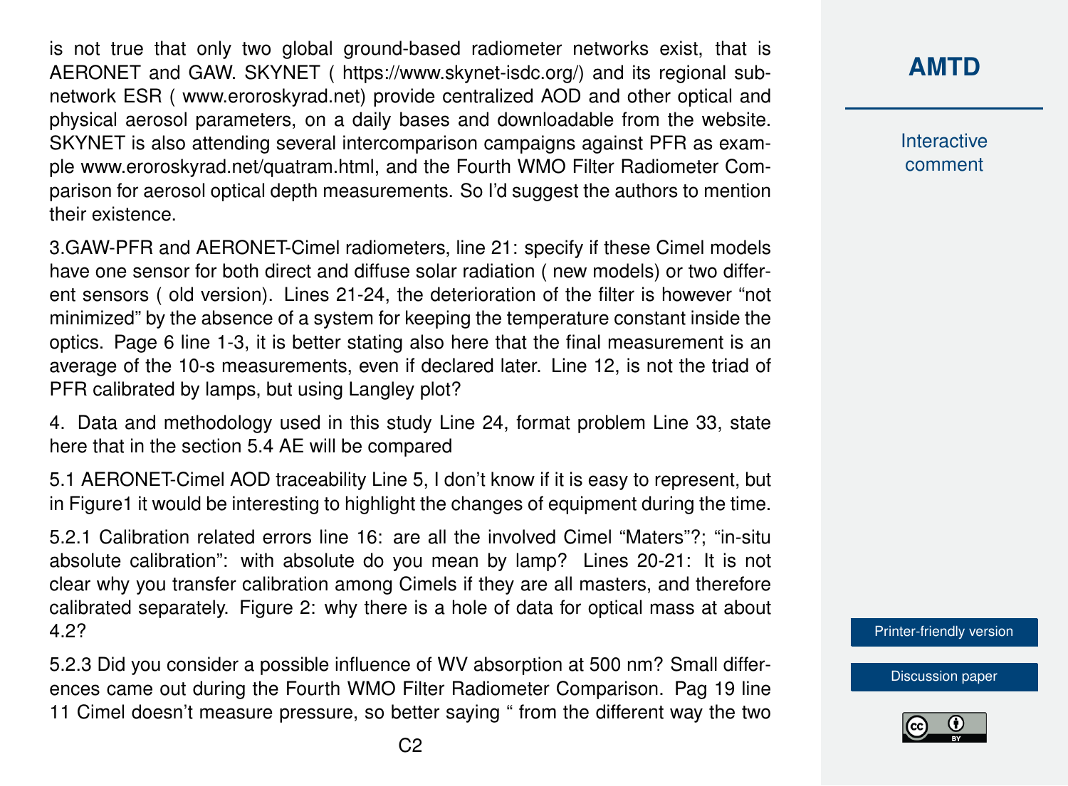is not true that only two global ground-based radiometer networks exist, that is AERONET and GAW. SKYNET ( https://www.skynet-isdc.org/) and its regional sub-network ESR ( www.eroroskyrad.net) provide centralized AOD and other optical and physical aerosol parameters, on a daily bases and downloadable from the website. SKYNET is also attending several intercomparison campaigns against PFR as example www.eroroskyrad.net/quatram.html, and the Fourth WMO Filter Radiometer Comparison for aerosol optical depth measurements. So I'd suggest the authors to mention their existence.

3.GAW-PFR and AERONET-Cimel radiometers, line 21: specify if these Cimel models have one sensor for both direct and diffuse solar radiation ( new models) or two different sensors ( old version). Lines 21-24, the deterioration of the filter is however "not minimized" by the absence of a system for keeping the temperature constant inside the optics. Page 6 line 1-3, it is better stating also here that the final measurement is an average of the 10-s measurements, even if declared later. Line 12, is not the triad of PFR calibrated by lamps, but using Langley plot?

4. Data and methodology used in this study Line 24, format problem Line 33, state here that in the section 5.4 AE will be compared

5.1 AERONET-Cimel AOD traceability Line 5, I don't know if it is easy to represent, but in Figure1 it would be interesting to highlight the changes of equipment during the time.

5.2.1 Calibration related errors line 16: are all the involved Cimel "Maters"?; "in-situ absolute calibration": with absolute do you mean by lamp? Lines 20-21: It is not clear why you transfer calibration among Cimels if they are all masters, and therefore calibrated separately. Figure 2: why there is a hole of data for optical mass at about 4.2?

5.2.3 Did you consider a possible influence of WV absorption at 500 nm? Small differences came out during the Fourth WMO Filter Radiometer Comparison. Pag 19 line 11 Cimel doesn't measure pressure, so better saying " from the different way the two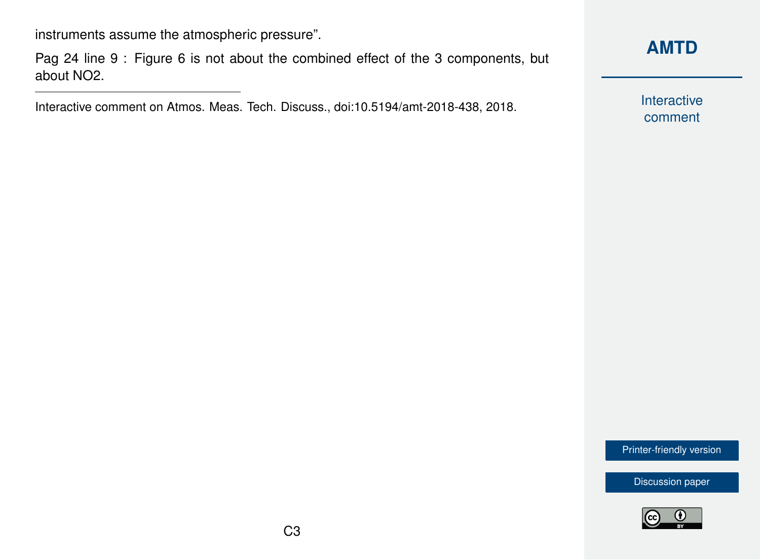instruments assume the atmospheric pressure".

Pag 24 line 9 : Figure 6 is not about the combined effect of the 3 components, but about $NO_2$.

---

Interactive comment on Atmos. Meas. Tech. Discuss., doi:10.5194/amt-2018-438, 2018.